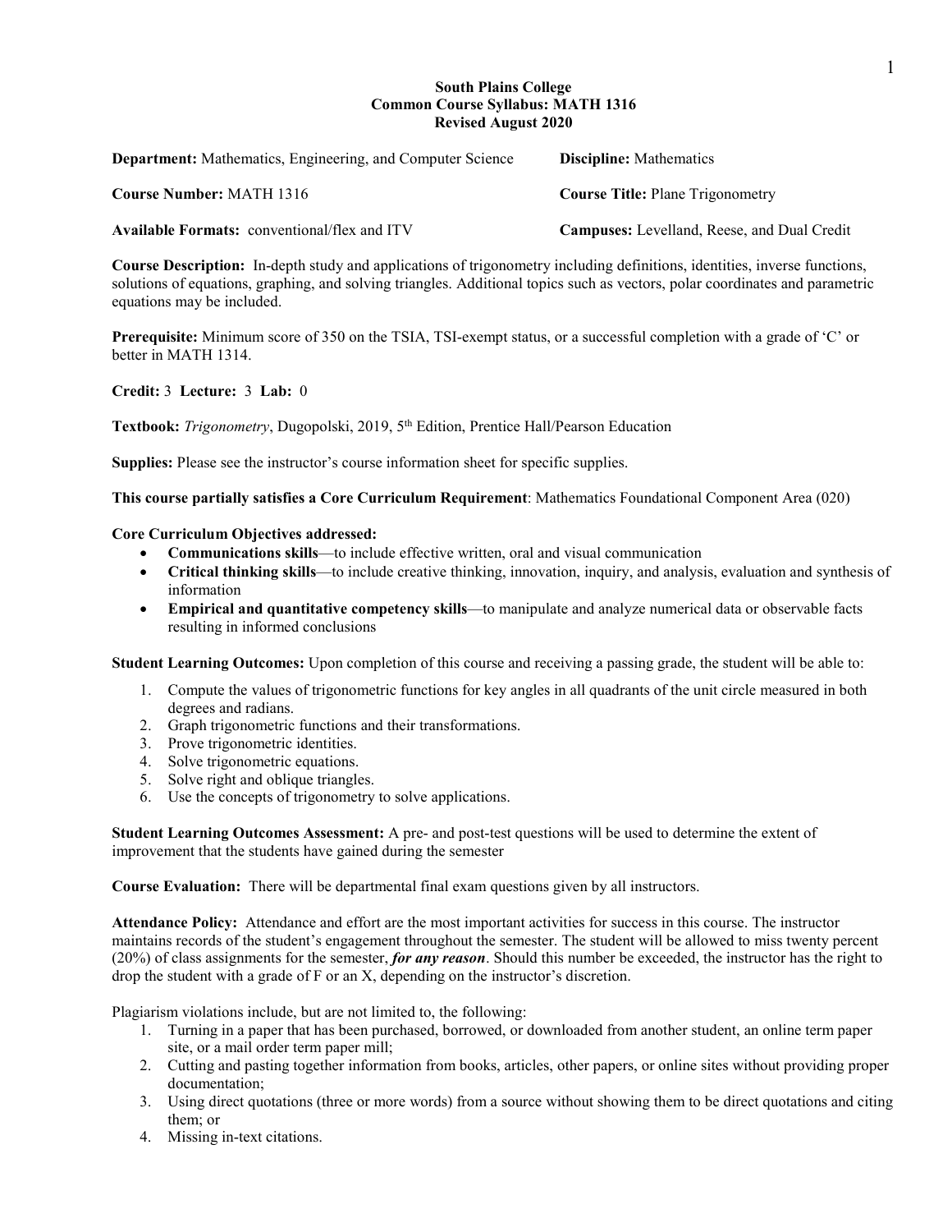**South Plains College**
**Common Course Syllabus: MATH 1316**
**Revised August 2020**

**Department:** Mathematics, Engineering, and Computer Science

**Discipline:** Mathematics

**Course Number:** MATH 1316

**Course Title:** Plane Trigonometry

**Available Formats:** conventional/flex and ITV

**Campuses:** Levelland, Reese, and Dual Credit

**Course Description:** In-depth study and applications of trigonometry including definitions, identities, inverse functions, solutions of equations, graphing, and solving triangles. Additional topics such as vectors, polar coordinates and parametric equations may be included.

**Prerequisite:** Minimum score of 350 on the TSIA, TSI-exempt status, or a successful completion with a grade of 'C' or better in MATH 1314.

**Credit:** 3 **Lecture:** 3 **Lab:** 0

**Textbook:** *Trigonometry*, Dugopolski, 2019, 5th Edition, Prentice Hall/Pearson Education

**Supplies:** Please see the instructor's course information sheet for specific supplies.

**This course partially satisfies a Core Curriculum Requirement**: Mathematics Foundational Component Area (020)

**Core Curriculum Objectives addressed:**

- **Communications skills**—to include effective written, oral and visual communication
- **Critical thinking skills**—to include creative thinking, innovation, inquiry, and analysis, evaluation and synthesis of information
- **Empirical and quantitative competency skills**—to manipulate and analyze numerical data or observable facts resulting in informed conclusions

**Student Learning Outcomes:** Upon completion of this course and receiving a passing grade, the student will be able to:

1. Compute the values of trigonometric functions for key angles in all quadrants of the unit circle measured in both degrees and radians.
2. Graph trigonometric functions and their transformations.
3. Prove trigonometric identities.
4. Solve trigonometric equations.
5. Solve right and oblique triangles.
6. Use the concepts of trigonometry to solve applications.

**Student Learning Outcomes Assessment:** A pre- and post-test questions will be used to determine the extent of improvement that the students have gained during the semester

**Course Evaluation:** There will be departmental final exam questions given by all instructors.

**Attendance Policy:** Attendance and effort are the most important activities for success in this course. The instructor maintains records of the student's engagement throughout the semester. The student will be allowed to miss twenty percent (20%) of class assignments for the semester, ***for any reason***. Should this number be exceeded, the instructor has the right to drop the student with a grade of F or an X, depending on the instructor's discretion.

Plagiarism violations include, but are not limited to, the following:

1. Turning in a paper that has been purchased, borrowed, or downloaded from another student, an online term paper site, or a mail order term paper mill;
2. Cutting and pasting together information from books, articles, other papers, or online sites without providing proper documentation;
3. Using direct quotations (three or more words) from a source without showing them to be direct quotations and citing them; or
4. Missing in-text citations.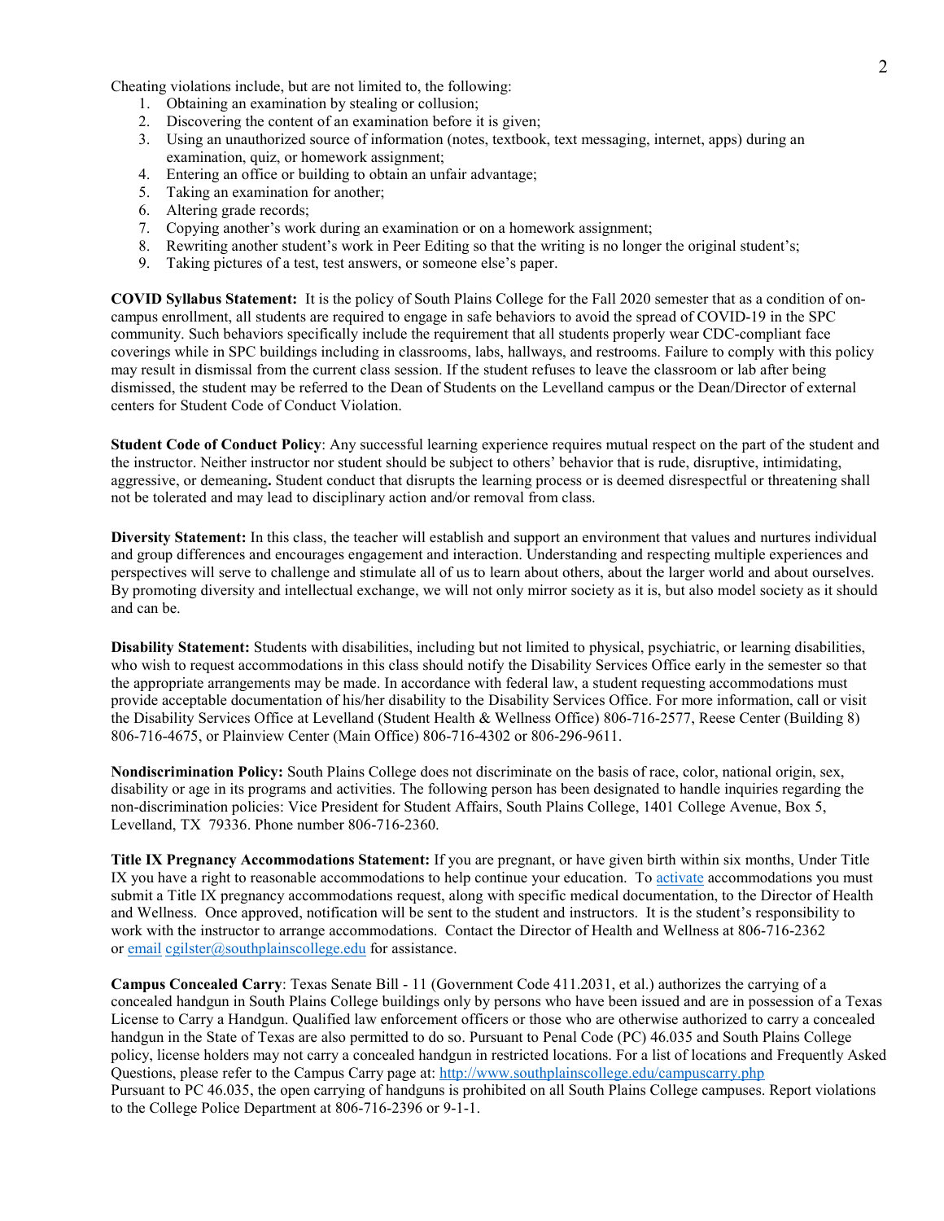Cheating violations include, but are not limited to, the following:

1. Obtaining an examination by stealing or collusion;
2. Discovering the content of an examination before it is given;
3. Using an unauthorized source of information (notes, textbook, text messaging, internet, apps) during an examination, quiz, or homework assignment;
4. Entering an office or building to obtain an unfair advantage;
5. Taking an examination for another;
6. Altering grade records;
7. Copying another's work during an examination or on a homework assignment;
8. Rewriting another student's work in Peer Editing so that the writing is no longer the original student's;
9. Taking pictures of a test, test answers, or someone else's paper.

**COVID Syllabus Statement:** It is the policy of South Plains College for the Fall 2020 semester that as a condition of on-campus enrollment, all students are required to engage in safe behaviors to avoid the spread of COVID-19 in the SPC community. Such behaviors specifically include the requirement that all students properly wear CDC-compliant face coverings while in SPC buildings including in classrooms, labs, hallways, and restrooms. Failure to comply with this policy may result in dismissal from the current class session. If the student refuses to leave the classroom or lab after being dismissed, the student may be referred to the Dean of Students on the Levelland campus or the Dean/Director of external centers for Student Code of Conduct Violation.

**Student Code of Conduct Policy**: Any successful learning experience requires mutual respect on the part of the student and the instructor. Neither instructor nor student should be subject to others' behavior that is rude, disruptive, intimidating, aggressive, or demeaning**.** Student conduct that disrupts the learning process or is deemed disrespectful or threatening shall not be tolerated and may lead to disciplinary action and/or removal from class.

**Diversity Statement:** In this class, the teacher will establish and support an environment that values and nurtures individual and group differences and encourages engagement and interaction. Understanding and respecting multiple experiences and perspectives will serve to challenge and stimulate all of us to learn about others, about the larger world and about ourselves. By promoting diversity and intellectual exchange, we will not only mirror society as it is, but also model society as it should and can be.

**Disability Statement:** Students with disabilities, including but not limited to physical, psychiatric, or learning disabilities, who wish to request accommodations in this class should notify the Disability Services Office early in the semester so that the appropriate arrangements may be made. In accordance with federal law, a student requesting accommodations must provide acceptable documentation of his/her disability to the Disability Services Office. For more information, call or visit the Disability Services Office at Levelland (Student Health & Wellness Office) 806-716-2577, Reese Center (Building 8) 806-716-4675, or Plainview Center (Main Office) 806-716-4302 or 806-296-9611.

**Nondiscrimination Policy:** South Plains College does not discriminate on the basis of race, color, national origin, sex, disability or age in its programs and activities. The following person has been designated to handle inquiries regarding the non-discrimination policies: Vice President for Student Affairs, South Plains College, 1401 College Avenue, Box 5, Levelland, TX 79336. Phone number 806-716-2360.

**Title IX Pregnancy Accommodations Statement:** If you are pregnant, or have given birth within six months, Under Title IX you have a right to reasonable accommodations to help continue your education. To activate accommodations you must submit a Title IX pregnancy accommodations request, along with specific medical documentation, to the Director of Health and Wellness. Once approved, notification will be sent to the student and instructors. It is the student's responsibility to work with the instructor to arrange accommodations. Contact the Director of Health and Wellness at 806-716-2362 or email cgilster@southplainscollege.edu for assistance.

**Campus Concealed Carry**: Texas Senate Bill - 11 (Government Code 411.2031, et al.) authorizes the carrying of a concealed handgun in South Plains College buildings only by persons who have been issued and are in possession of a Texas License to Carry a Handgun. Qualified law enforcement officers or those who are otherwise authorized to carry a concealed handgun in the State of Texas are also permitted to do so. Pursuant to Penal Code (PC) 46.035 and South Plains College policy, license holders may not carry a concealed handgun in restricted locations. For a list of locations and Frequently Asked Questions, please refer to the Campus Carry page at: http://www.southplainscollege.edu/campuscarry.php
Pursuant to PC 46.035, the open carrying of handguns is prohibited on all South Plains College campuses. Report violations to the College Police Department at 806-716-2396 or 9-1-1.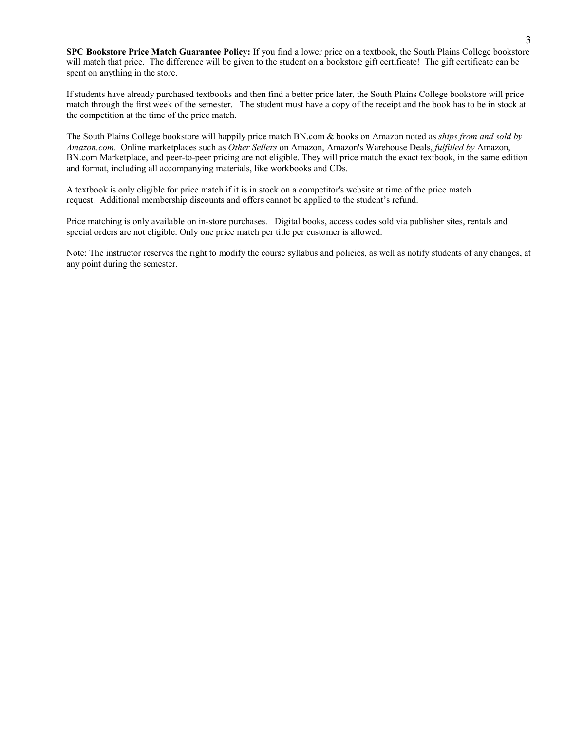**SPC Bookstore Price Match Guarantee Policy:** If you find a lower price on a textbook, the South Plains College bookstore will match that price. The difference will be given to the student on a bookstore gift certificate! The gift certificate can be spent on anything in the store.

If students have already purchased textbooks and then find a better price later, the South Plains College bookstore will price match through the first week of the semester. The student must have a copy of the receipt and the book has to be in stock at the competition at the time of the price match.

The South Plains College bookstore will happily price match BN.com & books on Amazon noted as *ships from and sold by Amazon.com*. Online marketplaces such as *Other Sellers* on Amazon, Amazon's Warehouse Deals, *fulfilled by* Amazon, BN.com Marketplace, and peer-to-peer pricing are not eligible. They will price match the exact textbook, in the same edition and format, including all accompanying materials, like workbooks and CDs.

A textbook is only eligible for price match if it is in stock on a competitor's website at time of the price match request. Additional membership discounts and offers cannot be applied to the student's refund.

Price matching is only available on in-store purchases. Digital books, access codes sold via publisher sites, rentals and special orders are not eligible. Only one price match per title per customer is allowed.

Note: The instructor reserves the right to modify the course syllabus and policies, as well as notify students of any changes, at any point during the semester.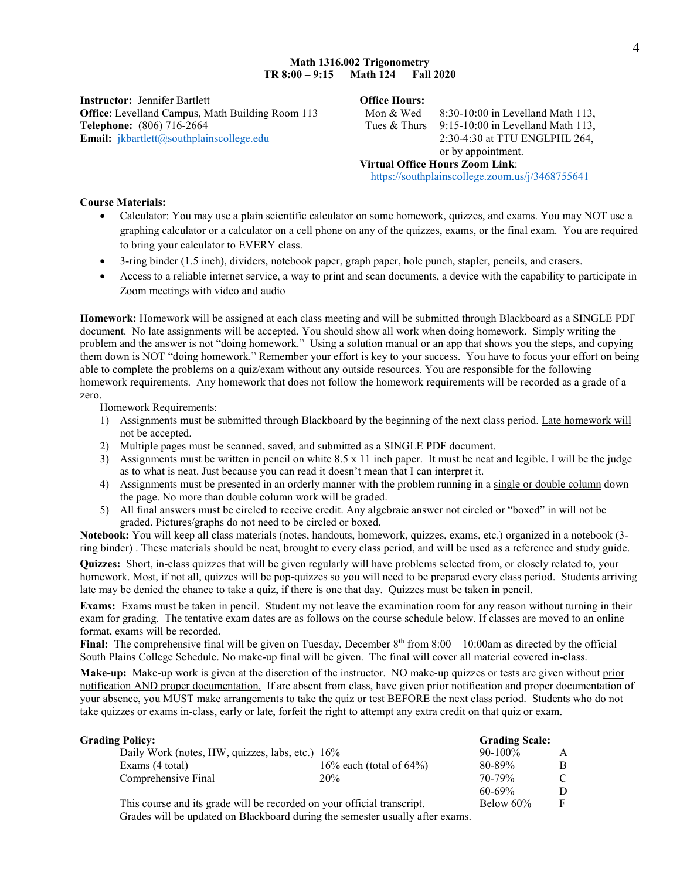**Math 1316.002 Trigonometry**
**TR 8:00 – 9:15  Math 124  Fall 2020**

**Instructor:** Jennifer Bartlett
**Office**: Levelland Campus, Math Building Room 113
**Telephone:** (806) 716-2664
**Email:** jkbartlett@southplainscollege.edu

**Office Hours:**
Mon & Wed  8:30-10:00 in Levelland Math 113,
Tues & Thurs  9:15-10:00 in Levelland Math 113,
2:30-4:30 at TTU ENGLPHL 264,
or by appointment.

**Virtual Office Hours Zoom Link**:
https://southplainscollege.zoom.us/j/3468755641

**Course Materials:**

- Calculator: You may use a plain scientific calculator on some homework, quizzes, and exams. You may NOT use a graphing calculator or a calculator on a cell phone on any of the quizzes, exams, or the final exam. You are required to bring your calculator to EVERY class.
- 3-ring binder (1.5 inch), dividers, notebook paper, graph paper, hole punch, stapler, pencils, and erasers.
- Access to a reliable internet service, a way to print and scan documents, a device with the capability to participate in Zoom meetings with video and audio

**Homework:** Homework will be assigned at each class meeting and will be submitted through Blackboard as a SINGLE PDF document. No late assignments will be accepted. You should show all work when doing homework. Simply writing the problem and the answer is not "doing homework." Using a solution manual or an app that shows you the steps, and copying them down is NOT "doing homework." Remember your effort is key to your success. You have to focus your effort on being able to complete the problems on a quiz/exam without any outside resources. You are responsible for the following homework requirements. Any homework that does not follow the homework requirements will be recorded as a grade of a zero.

Homework Requirements:

1) Assignments must be submitted through Blackboard by the beginning of the next class period. Late homework will not be accepted.
2) Multiple pages must be scanned, saved, and submitted as a SINGLE PDF document.
3) Assignments must be written in pencil on white 8.5 x 11 inch paper. It must be neat and legible. I will be the judge as to what is neat. Just because you can read it doesn't mean that I can interpret it.
4) Assignments must be presented in an orderly manner with the problem running in a single or double column down the page. No more than double column work will be graded.
5) All final answers must be circled to receive credit. Any algebraic answer not circled or "boxed" in will not be graded. Pictures/graphs do not need to be circled or boxed.

**Notebook:** You will keep all class materials (notes, handouts, homework, quizzes, exams, etc.) organized in a notebook (3-ring binder) . These materials should be neat, brought to every class period, and will be used as a reference and study guide.

**Quizzes:** Short, in-class quizzes that will be given regularly will have problems selected from, or closely related to, your homework. Most, if not all, quizzes will be pop-quizzes so you will need to be prepared every class period. Students arriving late may be denied the chance to take a quiz, if there is one that day. Quizzes must be taken in pencil.

**Exams:** Exams must be taken in pencil. Student my not leave the examination room for any reason without turning in their exam for grading. The tentative exam dates are as follows on the course schedule below. If classes are moved to an online format, exams will be recorded.

**Final:** The comprehensive final will be given on Tuesday, December 8th from 8:00 – 10:00am as directed by the official South Plains College Schedule. No make-up final will be given. The final will cover all material covered in-class.

**Make-up:** Make-up work is given at the discretion of the instructor. NO make-up quizzes or tests are given without prior notification AND proper documentation. If are absent from class, have given prior notification and proper documentation of your absence, you MUST make arrangements to take the quiz or test BEFORE the next class period. Students who do not take quizzes or exams in-class, early or late, forfeit the right to attempt any extra credit on that quiz or exam.

**Grading Policy:**

| | |
|---|---|
| Daily Work (notes, HW, quizzes, labs, etc.) | 16% |
| Exams (4 total) | 16% each (total of 64%) |
| Comprehensive Final | 20% |

This course and its grade will be recorded on your official transcript.
Grades will be updated on Blackboard during the semester usually after exams.

**Grading Scale:**

| | |
|---|---|
| 90-100% | A |
| 80-89% | B |
| 70-79% | C |
| 60-69% | D |
| Below 60% | F |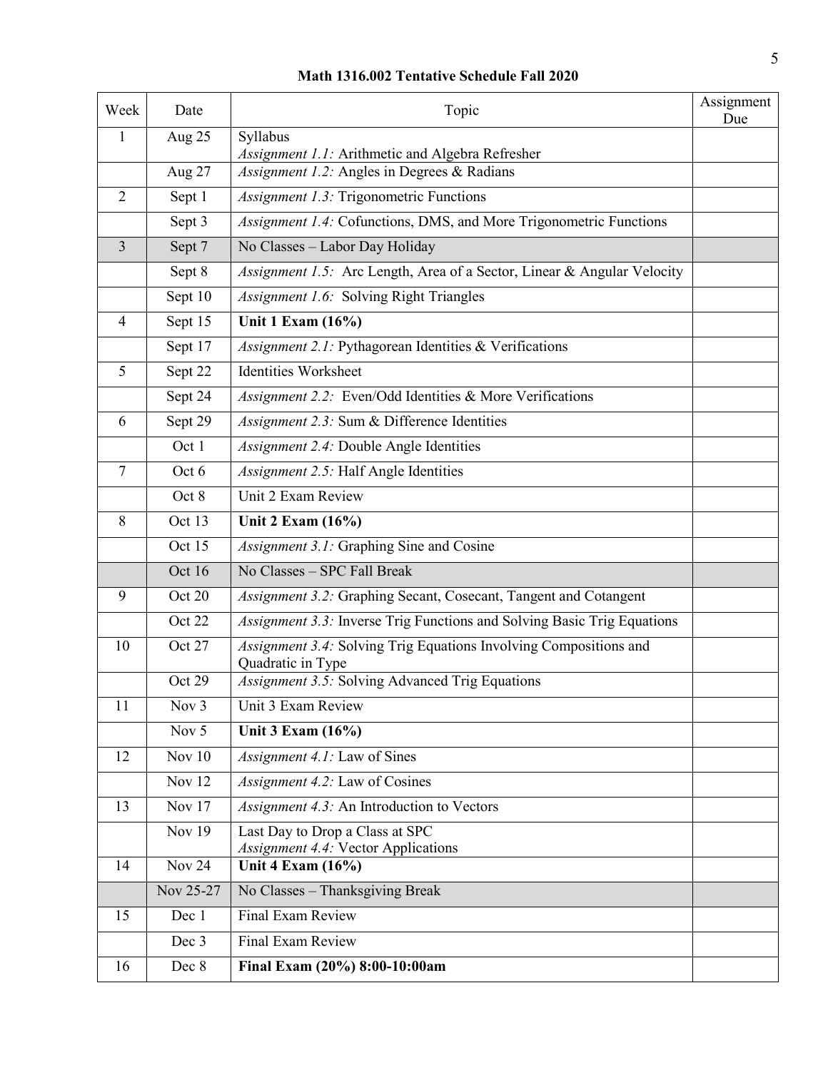**Math 1316.002 Tentative Schedule Fall 2020**

| Week | Date | Topic | Assignment Due |
|---|---|---|---|
| 1 | Aug 25 | Syllabus<br>*Assignment 1.1:* Arithmetic and Algebra Refresher | |
| | Aug 27 | *Assignment 1.2:* Angles in Degrees & Radians | |
| 2 | Sept 1 | *Assignment 1.3:* Trigonometric Functions | |
| | Sept 3 | *Assignment 1.4:* Cofunctions, DMS, and More Trigonometric Functions | |
| 3 | Sept 7 | No Classes – Labor Day Holiday | |
| | Sept 8 | *Assignment 1.5:* Arc Length, Area of a Sector, Linear & Angular Velocity | |
| | Sept 10 | *Assignment 1.6:* Solving Right Triangles | |
| 4 | Sept 15 | **Unit 1 Exam (16%)** | |
| | Sept 17 | *Assignment 2.1:* Pythagorean Identities & Verifications | |
| 5 | Sept 22 | Identities Worksheet | |
| | Sept 24 | *Assignment 2.2:* Even/Odd Identities & More Verifications | |
| 6 | Sept 29 | *Assignment 2.3:* Sum & Difference Identities | |
| | Oct 1 | *Assignment 2.4:* Double Angle Identities | |
| 7 | Oct 6 | *Assignment 2.5:* Half Angle Identities | |
| | Oct 8 | Unit 2 Exam Review | |
| 8 | Oct 13 | **Unit 2 Exam (16%)** | |
| | Oct 15 | *Assignment 3.1:* Graphing Sine and Cosine | |
| | Oct 16 | No Classes – SPC Fall Break | |
| 9 | Oct 20 | *Assignment 3.2:* Graphing Secant, Cosecant, Tangent and Cotangent | |
| | Oct 22 | *Assignment 3.3:* Inverse Trig Functions and Solving Basic Trig Equations | |
| 10 | Oct 27 | *Assignment 3.4:* Solving Trig Equations Involving Compositions and Quadratic in Type | |
| | Oct 29 | *Assignment 3.5:* Solving Advanced Trig Equations | |
| 11 | Nov 3 | Unit 3 Exam Review | |
| | Nov 5 | **Unit 3 Exam (16%)** | |
| 12 | Nov 10 | *Assignment 4.1:* Law of Sines | |
| | Nov 12 | *Assignment 4.2:* Law of Cosines | |
| 13 | Nov 17 | *Assignment 4.3:* An Introduction to Vectors | |
| | Nov 19 | Last Day to Drop a Class at SPC<br>*Assignment 4.4:* Vector Applications | |
| 14 | Nov 24 | **Unit 4 Exam (16%)** | |
| | Nov 25-27 | No Classes – Thanksgiving Break | |
| 15 | Dec 1 | Final Exam Review | |
| | Dec 3 | Final Exam Review | |
| 16 | Dec 8 | **Final Exam (20%) 8:00-10:00am** | |